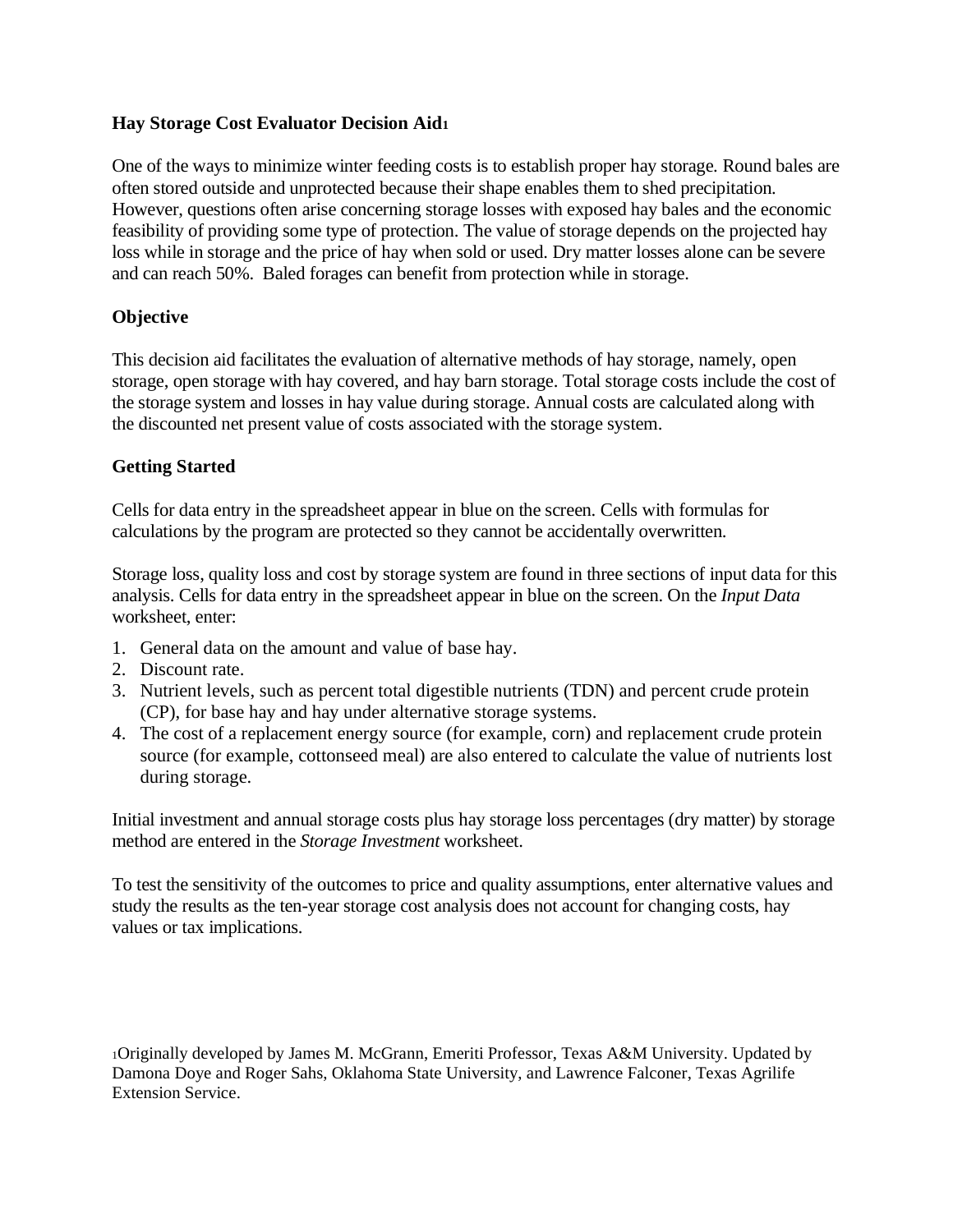# Hay Storage Cost Evaluator Decision Aid[1]

One of the ways to minimize winter feeding costs is to establish proper hay storage. Round bales are often stored outside and unprotected because their shape enables them to shed precipitation. However, questions often arise concerning storage losses with exposed hay bales and the economic feasibility of providing some type of protection. The value of storage depends on the projected hay loss while in storage and the price of hay when sold or used. Dry matter losses alone can be severe and can reach 50%. Baled forages can benefit from protection while in storage.

## Objective

This decision aid facilitates the evaluation of alternative methods of hay storage, namely, open storage, open storage with hay covered, and hay barn storage. Total storage costs include the cost of the storage system and losses in hay value during storage. Annual costs are calculated along with the discounted net present value of costs associated with the storage system.

## Getting Started

Cells for data entry in the spreadsheet appear in blue on the screen. Cells with formulas for calculations by the program are protected so they cannot be accidentally overwritten.

Storage loss, quality loss and cost by storage system are found in three sections of input data for this analysis. Cells for data entry in the spreadsheet appear in blue on the screen. On the *Input Data* worksheet, enter:

1. General data on the amount and value of base hay.
2. Discount rate.
3. Nutrient levels, such as percent total digestible nutrients (TDN) and percent crude protein (CP), for base hay and hay under alternative storage systems.
4. The cost of a replacement energy source (for example, corn) and replacement crude protein source (for example, cottonseed meal) are also entered to calculate the value of nutrients lost during storage.

Initial investment and annual storage costs plus hay storage loss percentages (dry matter) by storage method are entered in the *Storage Investment* worksheet.

To test the sensitivity of the outcomes to price and quality assumptions, enter alternative values and study the results as the ten-year storage cost analysis does not account for changing costs, hay values or tax implications.

[1]Originally developed by James M. McGrann, Emeriti Professor, Texas A&M University. Updated by Damona Doye and Roger Sahs, Oklahoma State University, and Lawrence Falconer, Texas Agrilife Extension Service.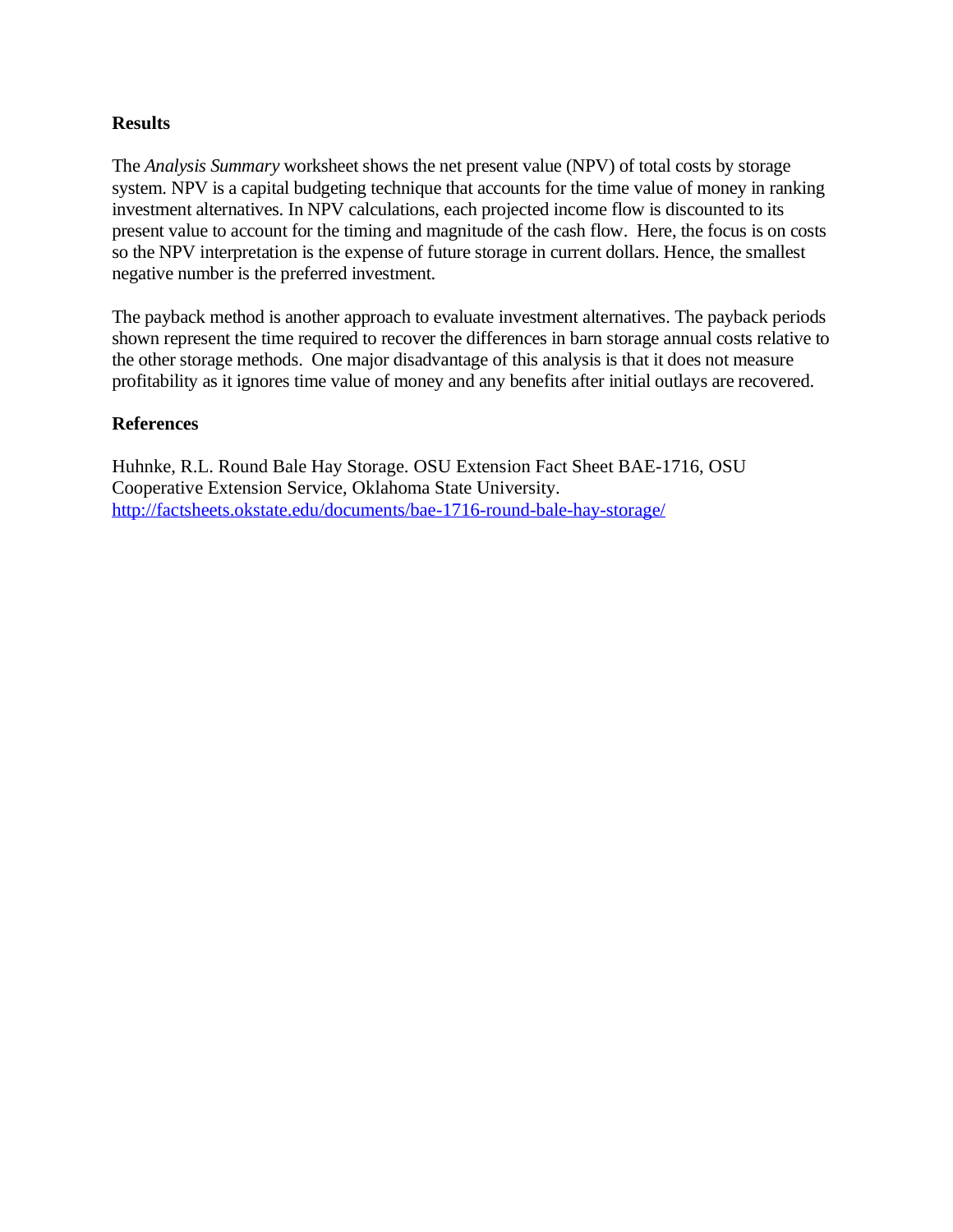## Results

The *Analysis Summary* worksheet shows the net present value (NPV) of total costs by storage system. NPV is a capital budgeting technique that accounts for the time value of money in ranking investment alternatives. In NPV calculations, each projected income flow is discounted to its present value to account for the timing and magnitude of the cash flow. Here, the focus is on costs so the NPV interpretation is the expense of future storage in current dollars. Hence, the smallest negative number is the preferred investment.

The payback method is another approach to evaluate investment alternatives. The payback periods shown represent the time required to recover the differences in barn storage annual costs relative to the other storage methods. One major disadvantage of this analysis is that it does not measure profitability as it ignores time value of money and any benefits after initial outlays are recovered.

## References

Huhnke, R.L. Round Bale Hay Storage. OSU Extension Fact Sheet BAE-1716, OSU Cooperative Extension Service, Oklahoma State University. [http://factsheets.okstate.edu/documents/bae-1716-round-bale-hay-storage/](http://factsheets.okstate.edu/documents/bae-1716-round-bale-hay-storage/)